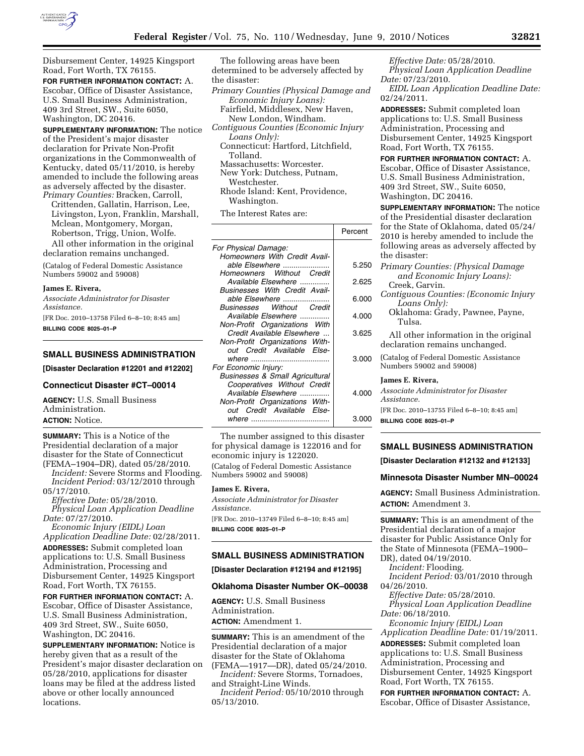Disbursement Center, 14925 Kingsport Road, Fort Worth, TX 76155.

**FOR FURTHER INFORMATION CONTACT:** A. Escobar, Office of Disaster Assistance, U.S. Small Business Administration, 409 3rd Street, SW., Suite 6050, Washington, DC 20416.

**SUPPLEMENTARY INFORMATION:** The notice of the President's major disaster declaration for Private Non-Profit organizations in the Commonwealth of Kentucky, dated 05/11/2010, is hereby amended to include the following areas as adversely affected by the disaster.

*Primary Counties:* Bracken, Carroll, Crittenden, Gallatin, Harrison, Lee, Livingston, Lyon, Franklin, Marshall, Mclean, Montgomery, Morgan, Robertson, Trigg, Union, Wolfe.

All other information in the original declaration remains unchanged.

(Catalog of Federal Domestic Assistance Numbers 59002 and 59008)

**James E. Rivera,**

*Associate Administrator for Disaster Assistance.*

[FR Doc. 2010–13758 Filed 6–8–10; 8:45 am]

**BILLING CODE 8025–01–P**

## SMALL BUSINESS ADMINISTRATION

**[Disaster Declaration #12201 and #12202]**

### Connecticut Disaster #CT–00014

**AGENCY:** U.S. Small Business Administration.

**ACTION:** Notice.

**SUMMARY:** This is a Notice of the Presidential declaration of a major disaster for the State of Connecticut (FEMA–1904–DR), dated 05/28/2010.

*Incident:* Severe Storms and Flooding.

*Incident Period:* 03/12/2010 through 05/17/2010.

*Effective Date:* 05/28/2010.

*Physical Loan Application Deadline Date:* 07/27/2010.

*Economic Injury (EIDL) Loan Application Deadline Date:* 02/28/2011.

**ADDRESSES:** Submit completed loan applications to: U.S. Small Business Administration, Processing and Disbursement Center, 14925 Kingsport Road, Fort Worth, TX 76155.

**FOR FURTHER INFORMATION CONTACT:** A. Escobar, Office of Disaster Assistance, U.S. Small Business Administration, 409 3rd Street, SW., Suite 6050, Washington, DC 20416.

**SUPPLEMENTARY INFORMATION:** Notice is hereby given that as a result of the President's major disaster declaration on 05/28/2010, applications for disaster loans may be filed at the address listed above or other locally announced locations.

The following areas have been determined to be adversely affected by the disaster:

*Primary Counties (Physical Damage and Economic Injury Loans):*
Fairfield, Middlesex, New Haven, New London, Windham.

*Contiguous Counties (Economic Injury Loans Only):*
Connecticut: Hartford, Litchfield, Tolland.
Massachusetts: Worcester.
New York: Dutchess, Putnam, Westchester.
Rhode Island: Kent, Providence, Washington.

The Interest Rates are:

| | Percent |
|---|---|
| *For Physical Damage:* | |
| *Homeowners With Credit Available Elsewhere* | 5.250 |
| *Homeowners Without Credit Available Elsewhere* | 2.625 |
| *Businesses With Credit Available Elsewhere* | 6.000 |
| *Businesses Without Credit Available Elsewhere* | 4.000 |
| *Non-Profit Organizations With Credit Available Elsewhere* | 3.625 |
| *Non-Profit Organizations Without Credit Available Elsewhere* | 3.000 |
| *For Economic Injury:* | |
| *Businesses & Small Agricultural Cooperatives Without Credit Available Elsewhere* | 4.000 |
| *Non-Profit Organizations Without Credit Available Elsewhere* | 3.000 |

The number assigned to this disaster for physical damage is 122016 and for economic injury is 122020.

(Catalog of Federal Domestic Assistance Numbers 59002 and 59008)

**James E. Rivera,**

*Associate Administrator for Disaster Assistance.*

[FR Doc. 2010–13749 Filed 6–8–10; 8:45 am]

**BILLING CODE 8025–01–P**

## SMALL BUSINESS ADMINISTRATION

**[Disaster Declaration #12194 and #12195]**

### Oklahoma Disaster Number OK–00038

**AGENCY:** U.S. Small Business Administration.

**ACTION:** Amendment 1.

**SUMMARY:** This is an amendment of the Presidential declaration of a major disaster for the State of Oklahoma (FEMA—1917—DR), dated 05/24/2010.

*Incident:* Severe Storms, Tornadoes, and Straight-Line Winds.

*Incident Period:* 05/10/2010 through 05/13/2010.

*Effective Date:* 05/28/2010.

*Physical Loan Application Deadline Date:* 07/23/2010.

*EIDL Loan Application Deadline Date:* 02/24/2011.

**ADDRESSES:** Submit completed loan applications to: U.S. Small Business Administration, Processing and Disbursement Center, 14925 Kingsport Road, Fort Worth, TX 76155.

**FOR FURTHER INFORMATION CONTACT:** A. Escobar, Office of Disaster Assistance, U.S. Small Business Administration, 409 3rd Street, SW., Suite 6050, Washington, DC 20416.

**SUPPLEMENTARY INFORMATION:** The notice of the Presidential disaster declaration for the State of Oklahoma, dated 05/24/2010 is hereby amended to include the following areas as adversely affected by the disaster:

*Primary Counties: (Physical Damage and Economic Injury Loans):*
Creek, Garvin.

*Contiguous Counties: (Economic Injury Loans Only):*
Oklahoma: Grady, Pawnee, Payne, Tulsa.

All other information in the original declaration remains unchanged.

(Catalog of Federal Domestic Assistance Numbers 59002 and 59008)

**James E. Rivera,**

*Associate Administrator for Disaster Assistance.*

[FR Doc. 2010–13755 Filed 6–8–10; 8:45 am]

**BILLING CODE 8025–01–P**

## SMALL BUSINESS ADMINISTRATION

**[Disaster Declaration #12132 and #12133]**

### Minnesota Disaster Number MN–00024

**AGENCY:** Small Business Administration.

**ACTION:** Amendment 3.

**SUMMARY:** This is an amendment of the Presidential declaration of a major disaster for Public Assistance Only for the State of Minnesota (FEMA–1900–DR), dated 04/19/2010.

*Incident:* Flooding.

*Incident Period:* 03/01/2010 through 04/26/2010.

*Effective Date:* 05/28/2010.

*Physical Loan Application Deadline Date:* 06/18/2010.

*Economic Injury (EIDL) Loan Application Deadline Date:* 01/19/2011.

**ADDRESSES:** Submit completed loan applications to: U.S. Small Business Administration, Processing and Disbursement Center, 14925 Kingsport Road, Fort Worth, TX 76155.

**FOR FURTHER INFORMATION CONTACT:** A. Escobar, Office of Disaster Assistance,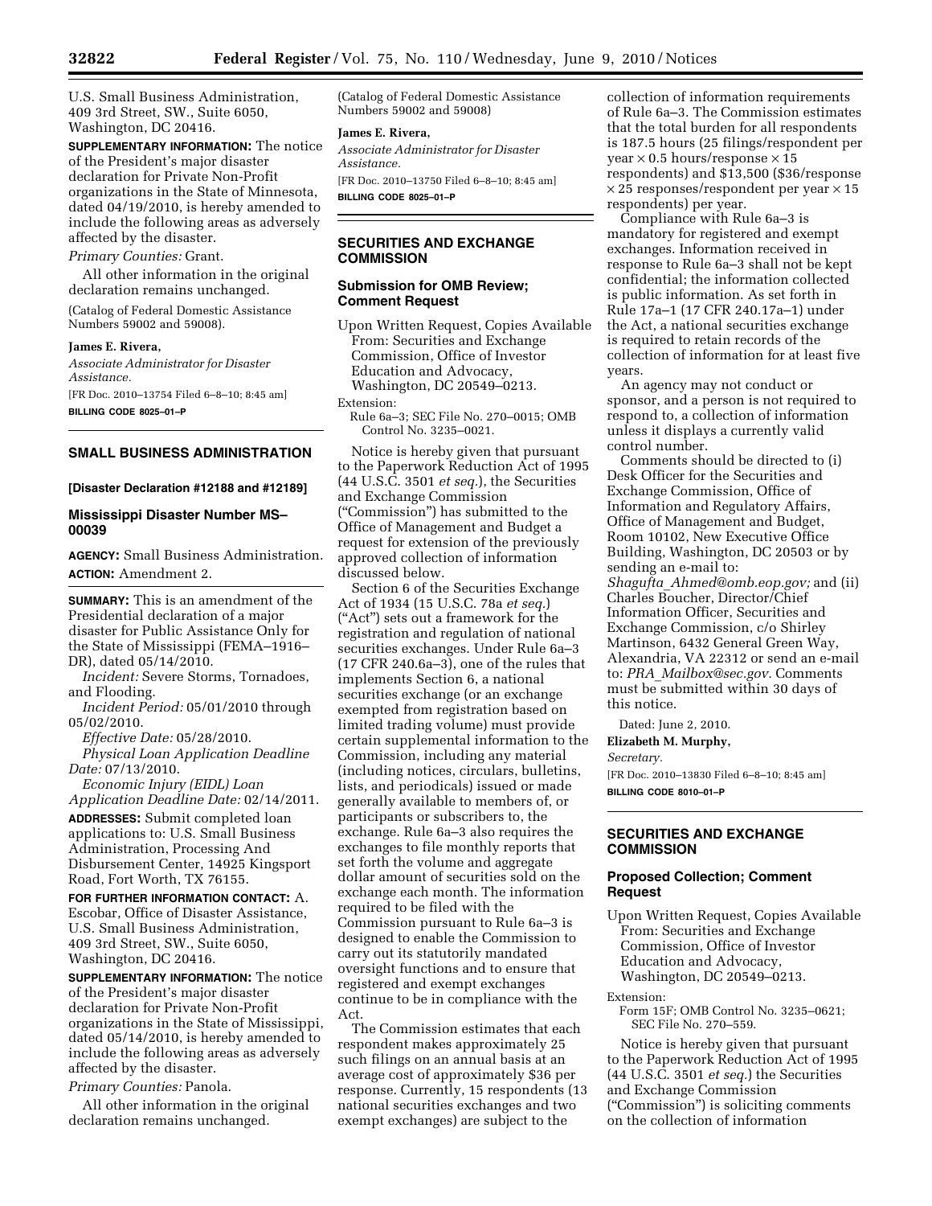U.S. Small Business Administration, 409 3rd Street, SW., Suite 6050, Washington, DC 20416.

**SUPPLEMENTARY INFORMATION:** The notice of the President's major disaster declaration for Private Non-Profit organizations in the State of Minnesota, dated 04/19/2010, is hereby amended to include the following areas as adversely affected by the disaster.

*Primary Counties:* Grant.

All other information in the original declaration remains unchanged.

(Catalog of Federal Domestic Assistance Numbers 59002 and 59008).

**James E. Rivera,**

*Associate Administrator for Disaster Assistance.*

[FR Doc. 2010–13754 Filed 6–8–10; 8:45 am]

**BILLING CODE 8025–01–P**

## SMALL BUSINESS ADMINISTRATION

**[Disaster Declaration #12188 and #12189]**

### Mississippi Disaster Number MS–00039

**AGENCY:** Small Business Administration.

**ACTION:** Amendment 2.

**SUMMARY:** This is an amendment of the Presidential declaration of a major disaster for Public Assistance Only for the State of Mississippi (FEMA–1916–DR), dated 05/14/2010.

*Incident:* Severe Storms, Tornadoes, and Flooding.

*Incident Period:* 05/01/2010 through 05/02/2010.

*Effective Date:* 05/28/2010.

*Physical Loan Application Deadline Date:* 07/13/2010.

*Economic Injury (EIDL) Loan Application Deadline Date:* 02/14/2011.

**ADDRESSES:** Submit completed loan applications to: U.S. Small Business Administration, Processing And Disbursement Center, 14925 Kingsport Road, Fort Worth, TX 76155.

**FOR FURTHER INFORMATION CONTACT:** A. Escobar, Office of Disaster Assistance, U.S. Small Business Administration, 409 3rd Street, SW., Suite 6050, Washington, DC 20416.

**SUPPLEMENTARY INFORMATION:** The notice of the President's major disaster declaration for Private Non-Profit organizations in the State of Mississippi, dated 05/14/2010, is hereby amended to include the following areas as adversely affected by the disaster.

*Primary Counties:* Panola.

All other information in the original declaration remains unchanged.

(Catalog of Federal Domestic Assistance Numbers 59002 and 59008)

**James E. Rivera,**

*Associate Administrator for Disaster Assistance.*

[FR Doc. 2010–13750 Filed 6–8–10; 8:45 am]

**BILLING CODE 8025–01–P**

## SECURITIES AND EXCHANGE COMMISSION

### Submission for OMB Review; Comment Request

Upon Written Request, Copies Available From: Securities and Exchange Commission, Office of Investor Education and Advocacy, Washington, DC 20549–0213.

Extension:

Rule 6a–3; SEC File No. 270–0015; OMB Control No. 3235–0021.

Notice is hereby given that pursuant to the Paperwork Reduction Act of 1995 (44 U.S.C. 3501 *et seq.*), the Securities and Exchange Commission ("Commission") has submitted to the Office of Management and Budget a request for extension of the previously approved collection of information discussed below.

Section 6 of the Securities Exchange Act of 1934 (15 U.S.C. 78a *et seq.*) ("Act") sets out a framework for the registration and regulation of national securities exchanges. Under Rule 6a–3 (17 CFR 240.6a–3), one of the rules that implements Section 6, a national securities exchange (or an exchange exempted from registration based on limited trading volume) must provide certain supplemental information to the Commission, including any material (including notices, circulars, bulletins, lists, and periodicals) issued or made generally available to members of, or participants or subscribers to, the exchange. Rule 6a–3 also requires the exchanges to file monthly reports that set forth the volume and aggregate dollar amount of securities sold on the exchange each month. The information required to be filed with the Commission pursuant to Rule 6a–3 is designed to enable the Commission to carry out its statutorily mandated oversight functions and to ensure that registered and exempt exchanges continue to be in compliance with the Act.

The Commission estimates that each respondent makes approximately 25 such filings on an annual basis at an average cost of approximately $36 per response. Currently, 15 respondents (13 national securities exchanges and two exempt exchanges) are subject to the collection of information requirements of Rule 6a–3. The Commission estimates that the total burden for all respondents is 187.5 hours (25 filings/respondent per year × 0.5 hours/response × 15 respondents) and $13,500 ($36/response × 25 responses/respondent per year × 15 respondents) per year.

Compliance with Rule 6a–3 is mandatory for registered and exempt exchanges. Information received in response to Rule 6a–3 shall not be kept confidential; the information collected is public information. As set forth in Rule 17a–1 (17 CFR 240.17a–1) under the Act, a national securities exchange is required to retain records of the collection of information for at least five years.

An agency may not conduct or sponsor, and a person is not required to respond to, a collection of information unless it displays a currently valid control number.

Comments should be directed to (i) Desk Officer for the Securities and Exchange Commission, Office of Information and Regulatory Affairs, Office of Management and Budget, Room 10102, New Executive Office Building, Washington, DC 20503 or by sending an e-mail to: *Shagufta_Ahmed@omb.eop.gov;* and (ii) Charles Boucher, Director/Chief Information Officer, Securities and Exchange Commission, c/o Shirley Martinson, 6432 General Green Way, Alexandria, VA 22312 or send an e-mail to: *PRA_Mailbox@sec.gov.* Comments must be submitted within 30 days of this notice.

Dated: June 2, 2010.

**Elizabeth M. Murphy,**

*Secretary.*

[FR Doc. 2010–13830 Filed 6–8–10; 8:45 am]

**BILLING CODE 8010–01–P**

## SECURITIES AND EXCHANGE COMMISSION

### Proposed Collection; Comment Request

Upon Written Request, Copies Available From: Securities and Exchange Commission, Office of Investor Education and Advocacy, Washington, DC 20549–0213.

Extension:

Form 15F; OMB Control No. 3235–0621; SEC File No. 270–559.

Notice is hereby given that pursuant to the Paperwork Reduction Act of 1995 (44 U.S.C. 3501 *et seq.*) the Securities and Exchange Commission ("Commission") is soliciting comments on the collection of information